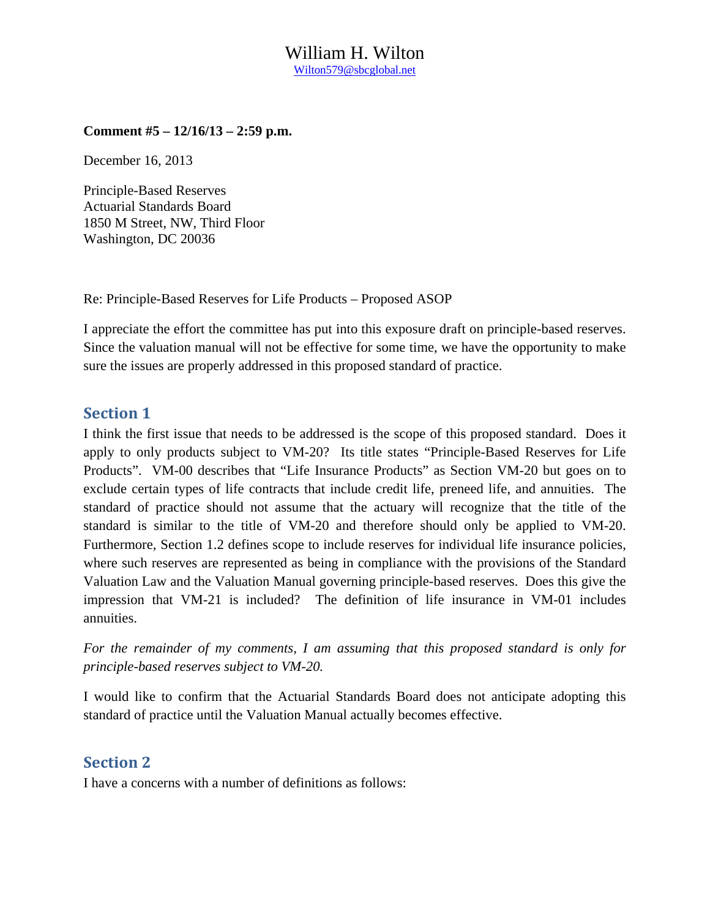# William H. Wilton

Wilton579@sbcglobal.net

**Comment #5 – 12/16/13 – 2:59 p.m.**

December 16, 2013

Principle-Based Reserves
Actuarial Standards Board
1850 M Street, NW, Third Floor
Washington, DC 20036

Re: Principle-Based Reserves for Life Products – Proposed ASOP

I appreciate the effort the committee has put into this exposure draft on principle-based reserves. Since the valuation manual will not be effective for some time, we have the opportunity to make sure the issues are properly addressed in this proposed standard of practice.

## Section 1

I think the first issue that needs to be addressed is the scope of this proposed standard. Does it apply to only products subject to VM-20? Its title states "Principle-Based Reserves for Life Products". VM-00 describes that "Life Insurance Products" as Section VM-20 but goes on to exclude certain types of life contracts that include credit life, preneed life, and annuities. The standard of practice should not assume that the actuary will recognize that the title of the standard is similar to the title of VM-20 and therefore should only be applied to VM-20. Furthermore, Section 1.2 defines scope to include reserves for individual life insurance policies, where such reserves are represented as being in compliance with the provisions of the Standard Valuation Law and the Valuation Manual governing principle-based reserves. Does this give the impression that VM-21 is included? The definition of life insurance in VM-01 includes annuities.

*For the remainder of my comments, I am assuming that this proposed standard is only for principle-based reserves subject to VM-20.*

I would like to confirm that the Actuarial Standards Board does not anticipate adopting this standard of practice until the Valuation Manual actually becomes effective.

## Section 2

I have a concerns with a number of definitions as follows: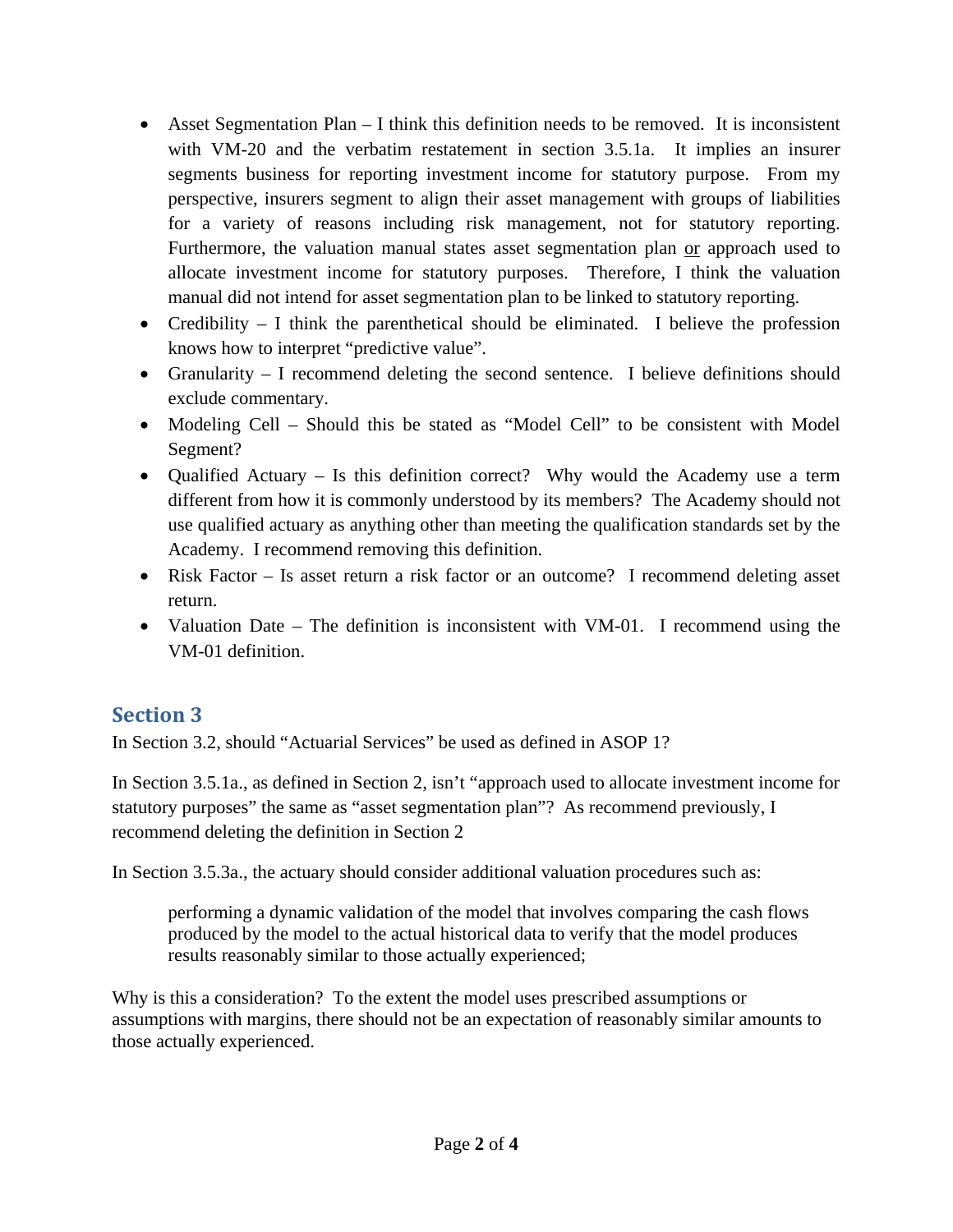- Asset Segmentation Plan – I think this definition needs to be removed. It is inconsistent with VM-20 and the verbatim restatement in section 3.5.1a. It implies an insurer segments business for reporting investment income for statutory purpose. From my perspective, insurers segment to align their asset management with groups of liabilities for a variety of reasons including risk management, not for statutory reporting. Furthermore, the valuation manual states asset segmentation plan <u>or</u> approach used to allocate investment income for statutory purposes. Therefore, I think the valuation manual did not intend for asset segmentation plan to be linked to statutory reporting.
- Credibility – I think the parenthetical should be eliminated. I believe the profession knows how to interpret "predictive value".
- Granularity – I recommend deleting the second sentence. I believe definitions should exclude commentary.
- Modeling Cell – Should this be stated as "Model Cell" to be consistent with Model Segment?
- Qualified Actuary – Is this definition correct? Why would the Academy use a term different from how it is commonly understood by its members? The Academy should not use qualified actuary as anything other than meeting the qualification standards set by the Academy. I recommend removing this definition.
- Risk Factor – Is asset return a risk factor or an outcome? I recommend deleting asset return.
- Valuation Date – The definition is inconsistent with VM-01. I recommend using the VM-01 definition.

## Section 3

In Section 3.2, should "Actuarial Services" be used as defined in ASOP 1?

In Section 3.5.1a., as defined in Section 2, isn't "approach used to allocate investment income for statutory purposes" the same as "asset segmentation plan"? As recommend previously, I recommend deleting the definition in Section 2

In Section 3.5.3a., the actuary should consider additional valuation procedures such as:

> performing a dynamic validation of the model that involves comparing the cash flows produced by the model to the actual historical data to verify that the model produces results reasonably similar to those actually experienced;

Why is this a consideration? To the extent the model uses prescribed assumptions or assumptions with margins, there should not be an expectation of reasonably similar amounts to those actually experienced.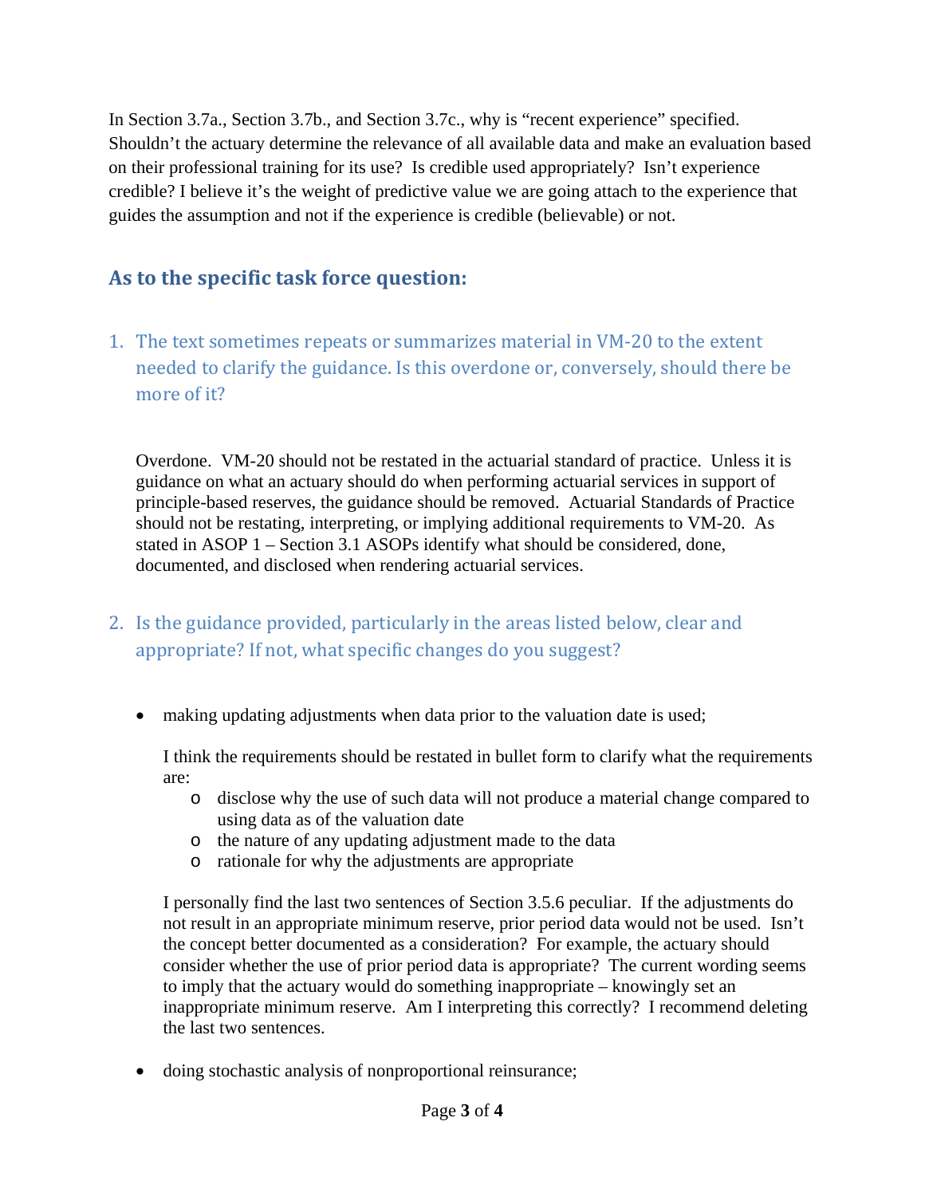In Section 3.7a., Section 3.7b., and Section 3.7c., why is "recent experience" specified. Shouldn't the actuary determine the relevance of all available data and make an evaluation based on their professional training for its use? Is credible used appropriately? Isn't experience credible? I believe it's the weight of predictive value we are going attach to the experience that guides the assumption and not if the experience is credible (believable) or not.

## As to the specific task force question:

1. The text sometimes repeats or summarizes material in VM-20 to the extent needed to clarify the guidance. Is this overdone or, conversely, should there be more of it?

   Overdone. VM-20 should not be restated in the actuarial standard of practice. Unless it is guidance on what an actuary should do when performing actuarial services in support of principle-based reserves, the guidance should be removed. Actuarial Standards of Practice should not be restating, interpreting, or implying additional requirements to VM-20. As stated in ASOP 1 – Section 3.1 ASOPs identify what should be considered, done, documented, and disclosed when rendering actuarial services.

2. Is the guidance provided, particularly in the areas listed below, clear and appropriate? If not, what specific changes do you suggest?

   - making updating adjustments when data prior to the valuation date is used;

     I think the requirements should be restated in bullet form to clarify what the requirements are:
     - disclose why the use of such data will not produce a material change compared to using data as of the valuation date
     - the nature of any updating adjustment made to the data
     - rationale for why the adjustments are appropriate

     I personally find the last two sentences of Section 3.5.6 peculiar. If the adjustments do not result in an appropriate minimum reserve, prior period data would not be used. Isn't the concept better documented as a consideration? For example, the actuary should consider whether the use of prior period data is appropriate? The current wording seems to imply that the actuary would do something inappropriate – knowingly set an inappropriate minimum reserve. Am I interpreting this correctly? I recommend deleting the last two sentences.

   - doing stochastic analysis of nonproportional reinsurance;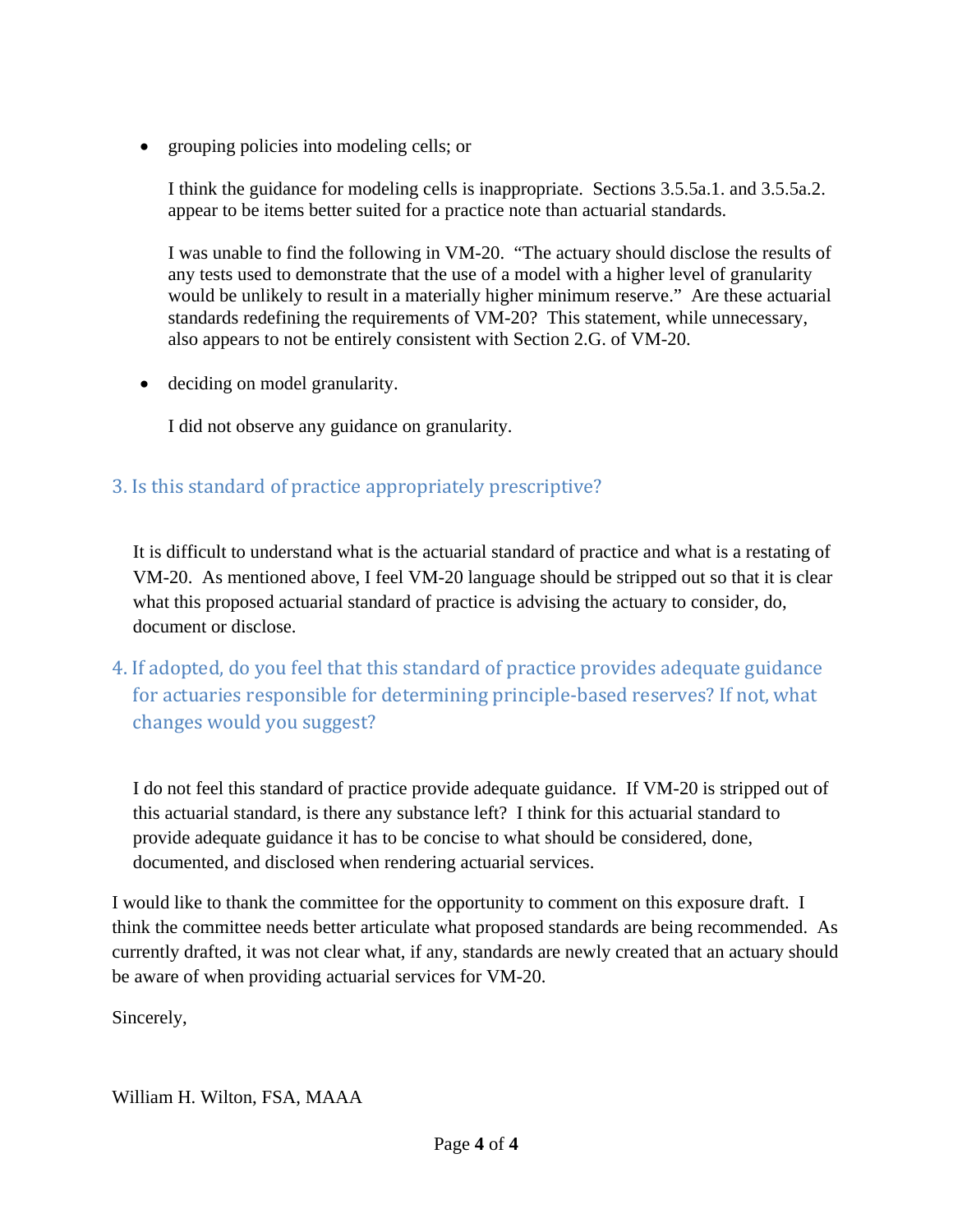- grouping policies into modeling cells; or

  I think the guidance for modeling cells is inappropriate. Sections 3.5.5a.1. and 3.5.5a.2. appear to be items better suited for a practice note than actuarial standards.

  I was unable to find the following in VM-20. "The actuary should disclose the results of any tests used to demonstrate that the use of a model with a higher level of granularity would be unlikely to result in a materially higher minimum reserve." Are these actuarial standards redefining the requirements of VM-20? This statement, while unnecessary, also appears to not be entirely consistent with Section 2.G. of VM-20.

- deciding on model granularity.

  I did not observe any guidance on granularity.

## 3. Is this standard of practice appropriately prescriptive?

It is difficult to understand what is the actuarial standard of practice and what is a restating of VM-20. As mentioned above, I feel VM-20 language should be stripped out so that it is clear what this proposed actuarial standard of practice is advising the actuary to consider, do, document or disclose.

## 4. If adopted, do you feel that this standard of practice provides adequate guidance for actuaries responsible for determining principle-based reserves? If not, what changes would you suggest?

I do not feel this standard of practice provide adequate guidance. If VM-20 is stripped out of this actuarial standard, is there any substance left? I think for this actuarial standard to provide adequate guidance it has to be concise to what should be considered, done, documented, and disclosed when rendering actuarial services.

I would like to thank the committee for the opportunity to comment on this exposure draft. I think the committee needs better articulate what proposed standards are being recommended. As currently drafted, it was not clear what, if any, standards are newly created that an actuary should be aware of when providing actuarial services for VM-20.

Sincerely,

William H. Wilton, FSA, MAAA